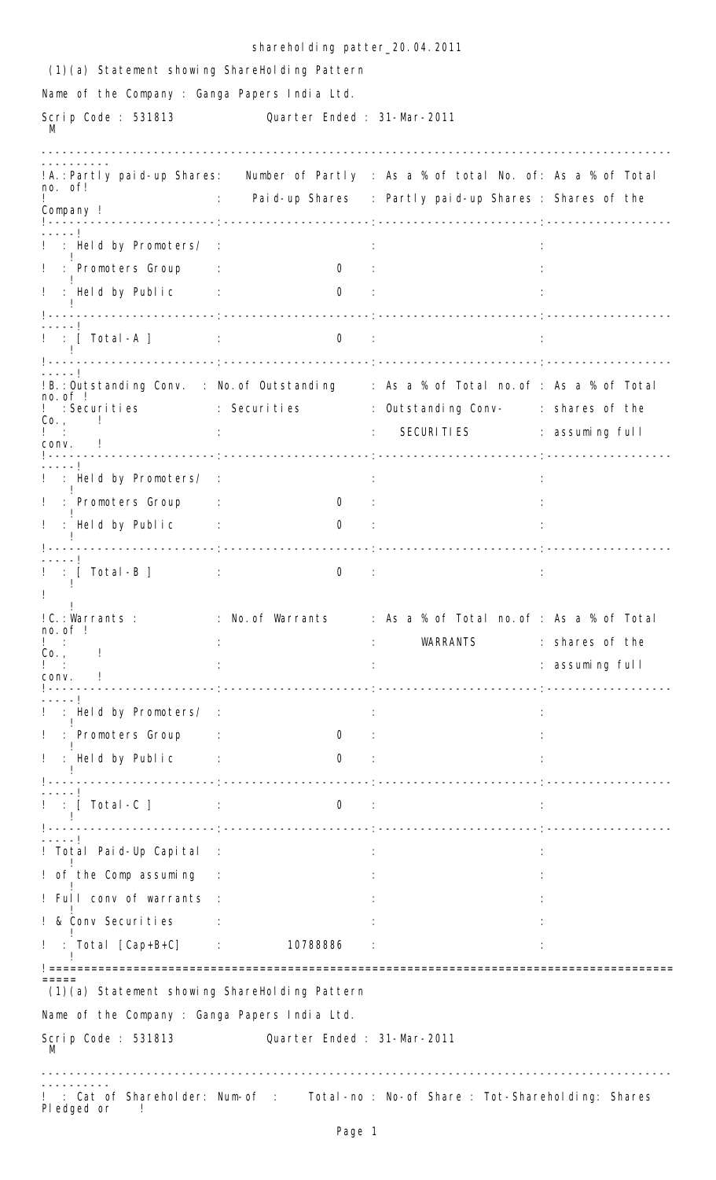shareholding patter_20.04.2011

(1)(a) Statement showing ShareHolding Pattern

Name of the Company : Ganga Papers India Ltd.

Scrip Code : 531813 Quarter Ended : 31-Mar-2011

| A.: Partly paid-up Shares: | Number of Partly Paid-up Shares | As a % of total No. of: Partly paid-up Shares | As a % of Total no. of Shares of the Company |
|---|---|---|---|
| Held by Promoters/ Promoters Group | 0 | | |
| Held by Public | 0 | | |
| [ Total-A ] | 0 | | |

| B.: Outstanding Conv. Securities | No. of Outstanding Securities | As a % of Total no. of Outstanding Conv-SECURITIES | As a % of Total no. of shares of the Co., assuming full conv. |
|---|---|---|---|
| Held by Promoters/ Promoters Group | 0 | | |
| Held by Public | 0 | | |
| [ Total-B ] | 0 | | |

| C.: Warrants : | No. of Warrants | As a % of Total no. of WARRANTS | As a % of Total no. of shares of the Co., assuming full conv. |
|---|---|---|---|
| Held by Promoters/ Promoters Group | 0 | | |
| Held by Public | 0 | | |
| [ Total-C ] | 0 | | |
| Total Paid-Up Capital of the Comp assuming Full conv of warrants & Conv Securities : Total [Cap+B+C] | 10788886 | | |

(1)(a) Statement showing ShareHolding Pattern

Name of the Company : Ganga Papers India Ltd.

Scrip Code : 531813 Quarter Ended : 31-Mar-2011

| : Cat of Shareholder: | Num-of | Total-no | No-of Share | Tot-Shareholding: | Shares Pledged or |
|---|---|---|---|---|---|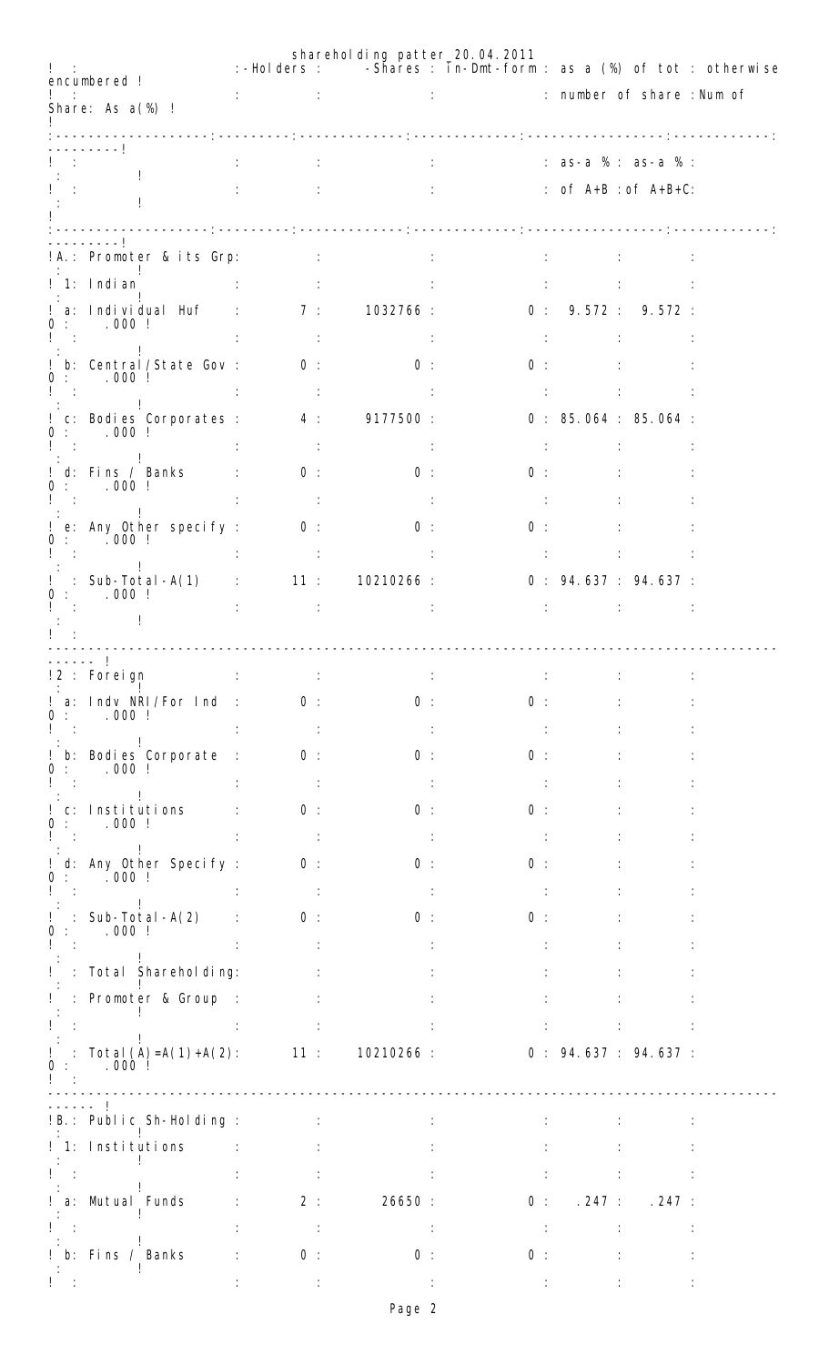shareholding patter 20.04.2011

| | Holders | Shares | In-Dmt-form | as a (%) of tot number of share: as-a % of A+B | as-a % of A+B+C | otherwise encumbered Num of Share | As a(%) |
|---|---|---|---|---|---|---|---|
| A.: Promoter & its Grp: | | | | | | | |
| 1: Indian | | | | | | | |
| a: Individual Huf | 7 | 1032766 | 0 | 9.572 | 9.572 | 0 | .000 |
| b: Central/State Gov | 0 | 0 | 0 | | | 0 | .000 |
| c: Bodies Corporates | 4 | 9177500 | 0 | 85.064 | 85.064 | 0 | .000 |
| d: Fins / Banks | 0 | 0 | 0 | | | 0 | .000 |
| e: Any Other specify | 0 | 0 | 0 | | | 0 | .000 |
| : Sub-Total-A(1) | 11 | 10210266 | 0 | 94.637 | 94.637 | 0 | .000 |
| 2 : Foreign | | | | | | | |
| a: Indv NRI/For Ind | 0 | 0 | 0 | | | 0 | .000 |
| b: Bodies Corporate | 0 | 0 | 0 | | | 0 | .000 |
| c: Institutions | 0 | 0 | 0 | | | 0 | .000 |
| d: Any Other Specify | 0 | 0 | 0 | | | 0 | .000 |
| : Sub-Total-A(2) | 0 | 0 | 0 | | | 0 | .000 |
| : Total Shareholding: Promoter & Group | | | | | | | |
| : Total(A)=A(1)+A(2): | 11 | 10210266 | 0 | 94.637 | 94.637 | 0 | .000 |
| B.: Public Sh-Holding : | | | | | | | |
| 1: Institutions | | | | | | | |
| a: Mutual Funds | 2 | 26650 | 0 | .247 | .247 | | |
| b: Fins / Banks | 0 | 0 | 0 | | | | |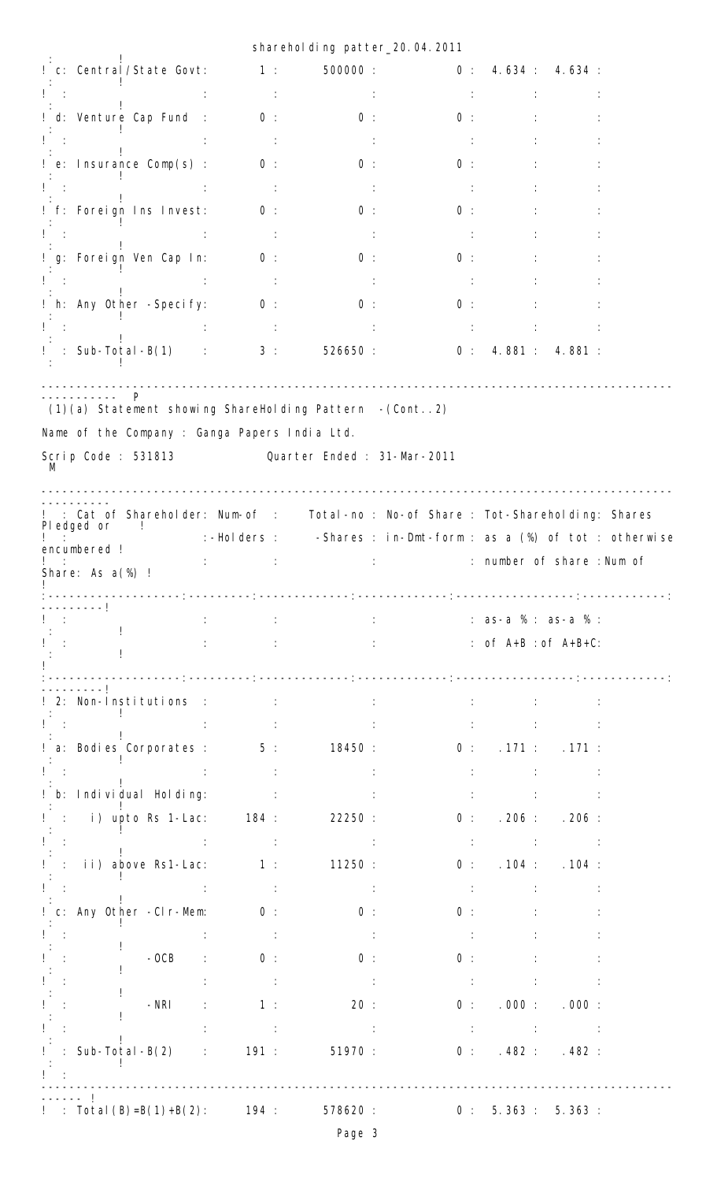| Category of Shareholder | Num-of Holders | Total-no Shares | No-of Share in-Dmt-form | as-a % of A+B | as-a % of A+B+C |
|---|---|---|---|---|---|
| c: Central/State Govt | 1 | 500000 | 0 | 4.634 | 4.634 |
| d: Venture Cap Fund | 0 | 0 | 0 | | |
| e: Insurance Comp(s) | 0 | 0 | 0 | | |
| f: Foreign Ins Invest | 0 | 0 | 0 | | |
| g: Foreign Ven Cap In | 0 | 0 | 0 | | |
| h: Any Other -Specify | 0 | 0 | 0 | | |
| Sub-Total-B(1) | 3 | 526650 | 0 | 4.881 | 4.881 |

(1)(a) Statement showing ShareHolding Pattern -(Cont..2)

Name of the Company : Ganga Papers India Ltd.

Scrip Code : 531813 Quarter Ended : 31-Mar-2011

| Cat of Shareholder | Num-of -Holders | Total-no -Shares | No-of Share in-Dmt-form | Tot-Shareholding: as a (%) of tot number of share: as-a % of A+B | as-a % of A+B+C | Shares Pledged or otherwise encumbered: Num of Share | As a(%) |
|---|---|---|---|---|---|---|---|
| 2: Non-Institutions | | | | | | | |
| a: Bodies Corporates | 5 | 18450 | 0 | .171 | .171 | | |
| b: Individual Holding: | | | | | | | |
| i) upto Rs 1-Lac | 184 | 22250 | 0 | .206 | .206 | | |
| ii) above Rs1-Lac | 1 | 11250 | 0 | .104 | .104 | | |
| c: Any Other -Clr-Mem | 0 | 0 | 0 | | | | |
| -OCB | 0 | 0 | 0 | | | | |
| -NRI | 1 | 20 | 0 | .000 | .000 | | |
| Sub-Total-B(2) | 191 | 51970 | 0 | .482 | .482 | | |
| Total(B)=B(1)+B(2) | 194 | 578620 | 0 | 5.363 | 5.363 | | |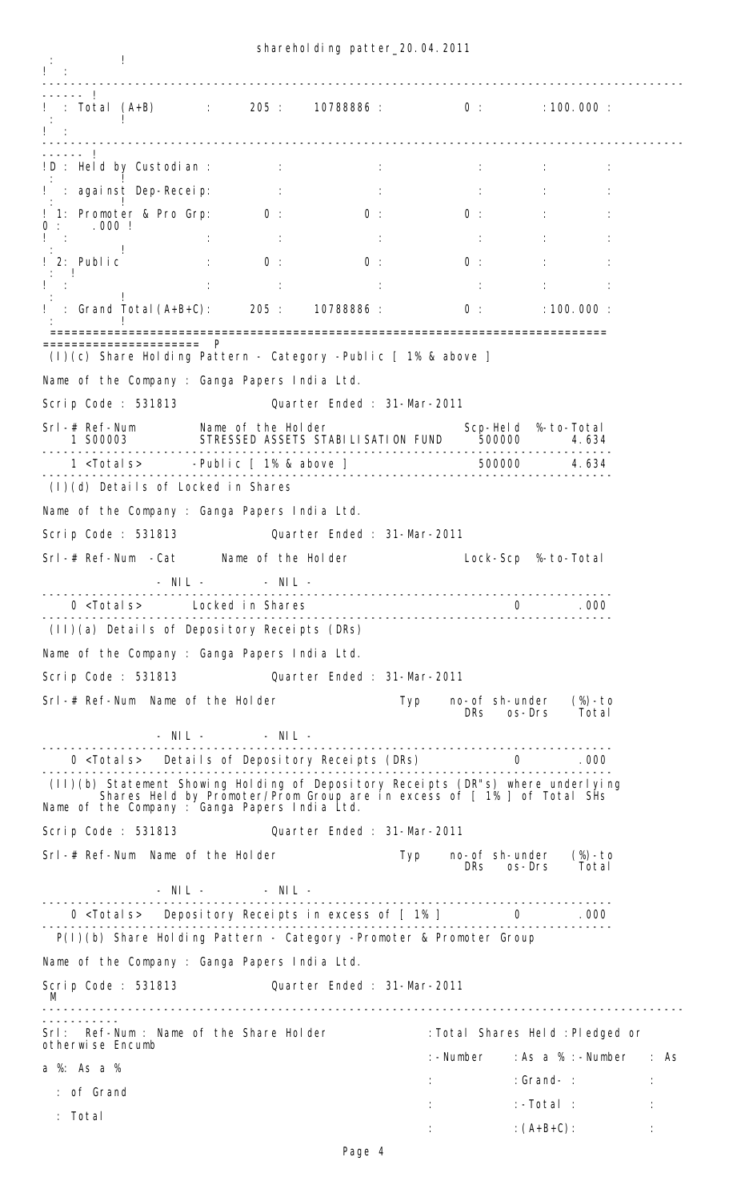| | | | | | | |
|---|---|---|---|---|---|---|
| | Total (A+B) | 205 | 10788886 | 0 | | 100.000 |
| D | Held by Custodian : | | | | | |
| | against Dep-Receip: | | | | | |
| 1: | Promoter & Pro Grp: | 0 | 0 | 0 | | 0 .000 |
| 2: | Public | 0 | 0 | 0 | | |
| | Grand Total(A+B+C): | 205 | 10788886 | 0 | | 100.000 |

P

## (I)(c) Share Holding Pattern - Category -Public [ 1% & above ]

Name of the Company : Ganga Papers India Ltd.

Scrip Code : 531813 Quarter Ended : 31-Mar-2011

| Srl-# | Ref-Num | Name of the Holder | Scp-Held | %-to-Total |
|---|---|---|---|---|
| 1 | S00003 | STRESSED ASSETS STABILISATION FUND | 500000 | 4.634 |
| 1 | <Totals> | -Public [ 1% & above ] | 500000 | 4.634 |

## (I)(d) Details of Locked in Shares

Name of the Company : Ganga Papers India Ltd.

Scrip Code : 531813 Quarter Ended : 31-Mar-2011

| Srl-# | Ref-Num -Cat | Name of the Holder | Lock-Scp | %-to-Total |
|---|---|---|---|---|
| | - NIL - | - NIL - | | |
| 0 | <Totals> | Locked in Shares | 0 | .000 |

## (II)(a) Details of Depository Receipts (DRs)

Name of the Company : Ganga Papers India Ltd.

Scrip Code : 531813 Quarter Ended : 31-Mar-2011

| Srl-# | Ref-Num | Name of the Holder | Typ | no-of DRs | sh-under os-Drs | (%)-to Total |
|---|---|---|---|---|---|---|
| | - NIL - | - NIL - | | | | |
| 0 | <Totals> | Details of Depository Receipts (DRs) | | | 0 | .000 |

## (II)(b) Statement Showing Holding of Depository Receipts (DR"s) where underlying Shares Held by Promoter/Prom Group are in excess of [ 1% ] of Total SHs

Name of the Company : Ganga Papers India Ltd.

Scrip Code : 531813 Quarter Ended : 31-Mar-2011

| Srl-# | Ref-Num | Name of the Holder | Typ | no-of DRs | sh-under os-Drs | (%)-to Total |
|---|---|---|---|---|---|---|
| | - NIL - | - NIL - | | | | |
| 0 | <Totals> | Depository Receipts in excess of [ 1% ] | | | 0 | .000 |

## P(I)(b) Share Holding Pattern - Category -Promoter & Promoter Group

Name of the Company : Ganga Papers India Ltd.

Scrip Code : 531813 Quarter Ended : 31-Mar-2011

M

| Srl: | Ref-Num : Name of the Share Holder | Total Shares Held : -Number | As a % Grand-Total (A+B+C) | Pledged or otherwise Encumb : -Number | As a % | As a % of Grand Total |
|---|---|---|---|---|---|---|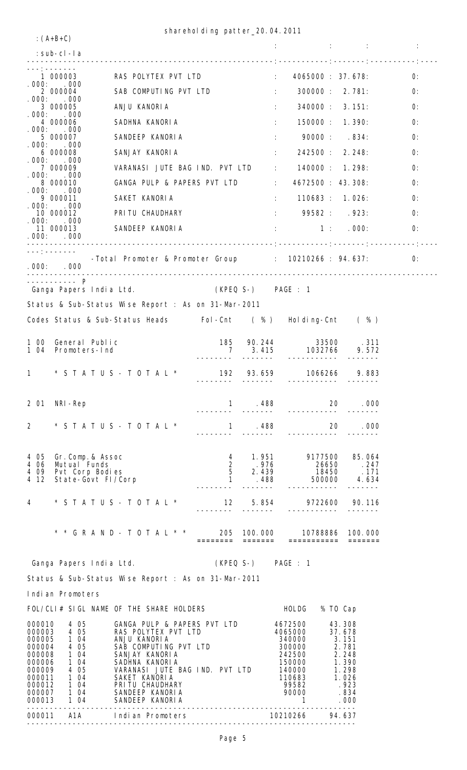shareholding patter_20.04.2011

:(A+B+C)

:sub-cl-Ia

| Sr | Folio | Name | Shares | % | Pledged | % | % |
|---|---|---|---|---|---|---|---|
| 1 | 000003 | RAS POLYTEX PVT LTD | 4065000 | 37.678 | 0 | .000 | .000 |
| 2 | 000004 | SAB COMPUTING PVT LTD | 300000 | 2.781 | 0 | .000 | .000 |
| 3 | 000005 | ANJU KANORIA | 340000 | 3.151 | 0 | .000 | .000 |
| 4 | 000006 | SADHNA KANORIA | 150000 | 1.390 | 0 | .000 | .000 |
| 5 | 000007 | SANDEEP KANORIA | 90000 | .834 | 0 | .000 | .000 |
| 6 | 000008 | SANJAY KANORIA | 242500 | 2.248 | 0 | .000 | .000 |
| 7 | 000009 | VARANASI JUTE BAG IND. PVT LTD | 140000 | 1.298 | 0 | .000 | .000 |
| 8 | 000010 | GANGA PULP & PAPERS PVT LTD | 4672500 | 43.308 | 0 | .000 | .000 |
| 9 | 000011 | SAKET KANORIA | 110683 | 1.026 | 0 | .000 | .000 |
| 10 | 000012 | PRITU CHAUDHARY | 99582 | .923 | 0 | .000 | .000 |
| 11 | 000013 | SANDEEP KANORIA | 1 | .000 | 0 | .000 | .000 |
| | | -Total Promoter & Promoter Group | 10210266 | 94.637 | 0 | .000 | .000 |

P

Ganga Papers India Ltd. (KPEQ S-) PAGE : 1

Status & Sub-Status Wise Report : As on 31-Mar-2011

| Codes | Status & Sub-Status Heads | Fol-Cnt | ( % ) | Holding-Cnt | ( % ) |
|---|---|---|---|---|---|
| 1 00 | General Public | 185 | 90.244 | 33500 | .311 |
| 1 04 | Promoters-Ind | 7 | 3.415 | 1032766 | 9.572 |
| 1 | * S T A T U S - T O T A L * | 192 | 93.659 | 1066266 | 9.883 |
| 2 01 | NRI-Rep | 1 | .488 | 20 | .000 |
| 2 | * S T A T U S - T O T A L * | 1 | .488 | 20 | .000 |
| 4 05 | Gr.Comp.& Assoc | 4 | 1.951 | 9177500 | 85.064 |
| 4 06 | Mutual Funds | 2 | .976 | 26650 | .247 |
| 4 09 | Pvt Corp Bodies | 5 | 2.439 | 18450 | .171 |
| 4 12 | State-Govt FI/Corp | 1 | .488 | 500000 | 4.634 |
| 4 | * S T A T U S - T O T A L * | 12 | 5.854 | 9722600 | 90.116 |
| | * * G R A N D - T O T A L * * | 205 | 100.000 | 10788886 | 100.000 |

Ganga Papers India Ltd. (KPEQ S-) PAGE : 1

Status & Sub-Status Wise Report : As on 31-Mar-2011

Indian Promoters

| FOL/CLI# | SIGL | NAME OF THE SHARE HOLDERS | HOLDG | % TO Cap |
|---|---|---|---|---|
| 000010 | 4 05 | GANGA PULP & PAPERS PVT LTD | 4672500 | 43.308 |
| 000003 | 4 05 | RAS POLYTEX PVT LTD | 4065000 | 37.678 |
| 000005 | 1 04 | ANJU KANORIA | 340000 | 3.151 |
| 000004 | 4 05 | SAB COMPUTING PVT LTD | 300000 | 2.781 |
| 000008 | 1 04 | SANJAY KANORIA | 242500 | 2.248 |
| 000006 | 1 04 | SADHNA KANORIA | 150000 | 1.390 |
| 000009 | 4 05 | VARANASI JUTE BAG IND. PVT LTD | 140000 | 1.298 |
| 000011 | 1 04 | SAKET KANORIA | 110683 | 1.026 |
| 000012 | 1 04 | PRITU CHAUDHARY | 99582 | .923 |
| 000007 | 1 04 | SANDEEP KANORIA | 90000 | .834 |
| 000013 | 1 04 | SANDEEP KANORIA | 1 | .000 |
| 000011 | A1A | Indian Promoters | 10210266 | 94.637 |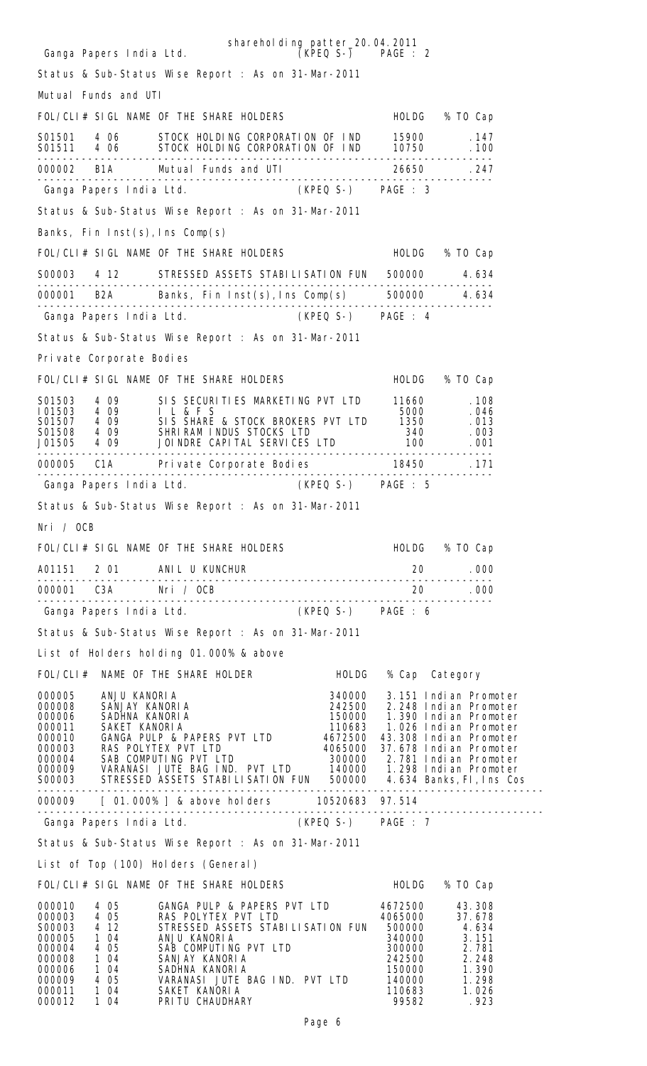shareholding patter 20.04.2011

Ganga Papers India Ltd. (KPEQ S-) PAGE : 2

Status & Sub-Status Wise Report : As on 31-Mar-2011

Mutual Funds and UTI

| FOL/CLI# | SIGL | NAME OF THE SHARE HOLDERS | HOLDG | % TO Cap |
|---|---|---|---|---|
| S01501 | 4 06 | STOCK HOLDING CORPORATION OF IND | 15900 | .147 |
| S01511 | 4 06 | STOCK HOLDING CORPORATION OF IND | 10750 | .100 |
| 000002 | B1A | Mutual Funds and UTI | 26650 | .247 |

Ganga Papers India Ltd. (KPEQ S-) PAGE : 3

Status & Sub-Status Wise Report : As on 31-Mar-2011

Banks, Fin Inst(s),Ins Comp(s)

| FOL/CLI# | SIGL | NAME OF THE SHARE HOLDERS | HOLDG | % TO Cap |
|---|---|---|---|---|
| S00003 | 4 12 | STRESSED ASSETS STABILISATION FUN | 500000 | 4.634 |
| 000001 | B2A | Banks, Fin Inst(s),Ins Comp(s) | 500000 | 4.634 |

Ganga Papers India Ltd. (KPEQ S-) PAGE : 4

Status & Sub-Status Wise Report : As on 31-Mar-2011

Private Corporate Bodies

| FOL/CLI# | SIGL | NAME OF THE SHARE HOLDERS | HOLDG | % TO Cap |
|---|---|---|---|---|
| S01503 | 4 09 | SIS SECURITIES MARKETING PVT LTD | 11660 | .108 |
| I01503 | 4 09 | I L & F S | 5000 | .046 |
| S01507 | 4 09 | SIS SHARE & STOCK BROKERS PVT LTD | 1350 | .013 |
| S01508 | 4 09 | SHRIRAM INDUS STOCKS LTD | 340 | .003 |
| J01505 | 4 09 | JOINDRE CAPITAL SERVICES LTD | 100 | .001 |
| 000005 | C1A | Private Corporate Bodies | 18450 | .171 |

Ganga Papers India Ltd. (KPEQ S-) PAGE : 5

Status & Sub-Status Wise Report : As on 31-Mar-2011

Nri / OCB

| FOL/CLI# | SIGL | NAME OF THE SHARE HOLDERS | HOLDG | % TO Cap |
|---|---|---|---|---|
| A01151 | 2 01 | ANIL U KUNCHUR | 20 | .000 |
| 000001 | C3A | Nri / OCB | 20 | .000 |

Ganga Papers India Ltd. (KPEQ S-) PAGE : 6

Status & Sub-Status Wise Report : As on 31-Mar-2011

List of Holders holding 01.000% & above

| FOL/CLI# | NAME OF THE SHARE HOLDER | HOLDG | % Cap | Category |
|---|---|---|---|---|
| 000005 | ANJU KANORIA | 340000 | 3.151 | Indian Promoter |
| 000008 | SANJAY KANORIA | 242500 | 2.248 | Indian Promoter |
| 000006 | SADHNA KANORIA | 150000 | 1.390 | Indian Promoter |
| 000011 | SAKET KANORIA | 110683 | 1.026 | Indian Promoter |
| 000010 | GANGA PULP & PAPERS PVT LTD | 4672500 | 43.308 | Indian Promoter |
| 000003 | RAS POLYTEX PVT LTD | 4065000 | 37.678 | Indian Promoter |
| 000004 | SAB COMPUTING PVT LTD | 300000 | 2.781 | Indian Promoter |
| 000009 | VARANASI JUTE BAG IND. PVT LTD | 140000 | 1.298 | Indian Promoter |
| S00003 | STRESSED ASSETS STABILISATION FUN | 500000 | 4.634 | Banks,FI,Ins Cos |
| 000009 | [ 01.000% ] & above holders | 10520683 | 97.514 | |

Ganga Papers India Ltd. (KPEQ S-) PAGE : 7

Status & Sub-Status Wise Report : As on 31-Mar-2011

List of Top (100) Holders (General)

| FOL/CLI# | SIGL | NAME OF THE SHARE HOLDERS | HOLDG | % TO Cap |
|---|---|---|---|---|
| 000010 | 4 05 | GANGA PULP & PAPERS PVT LTD | 4672500 | 43.308 |
| 000003 | 4 05 | RAS POLYTEX PVT LTD | 4065000 | 37.678 |
| S00003 | 4 12 | STRESSED ASSETS STABILISATION FUN | 500000 | 4.634 |
| 000005 | 1 04 | ANJU KANORIA | 340000 | 3.151 |
| 000004 | 4 05 | SAB COMPUTING PVT LTD | 300000 | 2.781 |
| 000008 | 1 04 | SANJAY KANORIA | 242500 | 2.248 |
| 000006 | 1 04 | SADHNA KANORIA | 150000 | 1.390 |
| 000009 | 4 05 | VARANASI JUTE BAG IND. PVT LTD | 140000 | 1.298 |
| 000011 | 1 04 | SAKET KANORIA | 110683 | 1.026 |
| 000012 | 1 04 | PRITU CHAUDHARY | 99582 | .923 |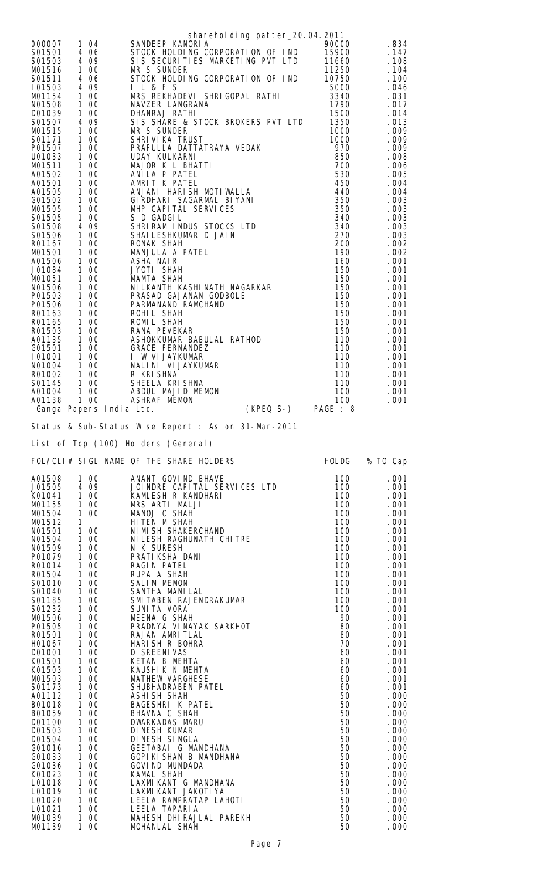shareholding patter_20.04.2011

| | | | | |
|---|---|---|---|---|
| 000007 | 1 04 | SANDEEP KANORIA | 90000 | .834 |
| S01501 | 4 06 | STOCK HOLDING CORPORATION OF IND | 15900 | .147 |
| S01503 | 4 09 | SIS SECURITIES MARKETING PVT LTD | 11660 | .108 |
| M01516 | 1 00 | MR S SUNDER | 11250 | .104 |
| S01511 | 4 06 | STOCK HOLDING CORPORATION OF IND | 10750 | .100 |
| I01503 | 4 09 | I L & F S | 5000 | .046 |
| M01154 | 1 00 | MRS REKHADEVI SHRIGOPAL RATHI | 3340 | .031 |
| N01508 | 1 00 | NAVZER LANGRANA | 1790 | .017 |
| D01039 | 1 00 | DHANRAJ RATHI | 1500 | .014 |
| S01507 | 4 09 | SIS SHARE & STOCK BROKERS PVT LTD | 1350 | .013 |
| M01515 | 1 00 | MR S SUNDER | 1000 | .009 |
| S01171 | 1 00 | SHRIVIKA TRUST | 1000 | .009 |
| P01507 | 1 00 | PRAFULLA DATTATRAYA VEDAK | 970 | .009 |
| U01033 | 1 00 | UDAY KULKARNI | 850 | .008 |
| M01511 | 1 00 | MAJOR K L BHATTI | 700 | .006 |
| A01502 | 1 00 | ANILA P PATEL | 530 | .005 |
| A01501 | 1 00 | AMRIT K PATEL | 450 | .004 |
| A01505 | 1 00 | ANJANI HARISH MOTIWALLA | 440 | .004 |
| G01502 | 1 00 | GIRDHARI SAGARMAL BIYANI | 350 | .003 |
| M01505 | 1 00 | MHP CAPITAL SERVICES | 350 | .003 |
| S01505 | 1 00 | S D GADGIL | 340 | .003 |
| S01508 | 4 09 | SHRIRAM INDUS STOCKS LTD | 340 | .003 |
| S01506 | 1 00 | SHAILESHKUMAR D JAIN | 270 | .003 |
| R01167 | 1 00 | RONAK SHAH | 200 | .002 |
| M01501 | 1 00 | MANJULA A PATEL | 190 | .002 |
| A01506 | 1 00 | ASHA NAIR | 160 | .001 |
| J01084 | 1 00 | JYOTI SHAH | 150 | .001 |
| M01051 | 1 00 | MAMTA SHAH | 150 | .001 |
| N01506 | 1 00 | NILKANTH KASHINATH NAGARKAR | 150 | .001 |
| P01503 | 1 00 | PRASAD GAJANAN GODBOLE | 150 | .001 |
| P01506 | 1 00 | PARMANAND RAMCHAND | 150 | .001 |
| R01163 | 1 00 | ROHIL SHAH | 150 | .001 |
| R01165 | 1 00 | ROMIL SHAH | 150 | .001 |
| R01503 | 1 00 | RANA PEVEKAR | 150 | .001 |
| A01135 | 1 00 | ASHOKKUMAR BABULAL RATHOD | 110 | .001 |
| G01501 | 1 00 | GRACE FERNANDEZ | 110 | .001 |
| I01001 | 1 00 | I W VIJAYKUMAR | 110 | .001 |
| N01004 | 1 00 | NALINI VIJAYKUMAR | 110 | .001 |
| R01002 | 1 00 | R KRISHNA | 110 | .001 |
| S01145 | 1 00 | SHEELA KRISHNA | 110 | .001 |
| A01004 | 1 00 | ABDUL MAJID MEMON | 100 | .001 |
| A01138 | 1 00 | ASHRAF MEMON | 100 | .001 |

Ganga Papers India Ltd. (KPEQ S-) PAGE : 8

Status & Sub-Status Wise Report : As on 31-Mar-2011

List of Top (100) Holders (General)

| FOL/CLI# | SIGL | NAME OF THE SHARE HOLDERS | HOLDG | % TO Cap |
|---|---|---|---|---|
| A01508 | 1 00 | ANANT GOVIND BHAVE | 100 | .001 |
| J01505 | 4 09 | JOINDRE CAPITAL SERVICES LTD | 100 | .001 |
| K01041 | 1 00 | KAMLESH R KANDHARI | 100 | .001 |
| M01155 | 1 00 | MRS ARTI MALJI | 100 | .001 |
| M01504 | 1 00 | MANOJ C SHAH | 100 | .001 |
| M01512 | 1 | HITEN M SHAH | 100 | .001 |
| N01501 | 1 00 | NIMISH SHAKERCHAND | 100 | .001 |
| N01504 | 1 00 | NILESH RAGHUNATH CHITRE | 100 | .001 |
| N01509 | 1 00 | N K SURESH | 100 | .001 |
| P01079 | 1 00 | PRATIKSHA DANI | 100 | .001 |
| R01014 | 1 00 | RAGIN PATEL | 100 | .001 |
| R01504 | 1 00 | RUPA A SHAH | 100 | .001 |
| S01010 | 1 00 | SALIM MEMON | 100 | .001 |
| S01040 | 1 00 | SANTHA MANILAL | 100 | .001 |
| S01185 | 1 00 | SMITABEN RAJENDRAKUMAR | 100 | .001 |
| S01232 | 1 00 | SUNITA VORA | 100 | .001 |
| M01506 | 1 00 | MEENA G SHAH | 90 | .001 |
| P01505 | 1 00 | PRADNYA VINAYAK SARKHOT | 80 | .001 |
| R01501 | 1 00 | RAJAN AMRITLAL | 80 | .001 |
| H01067 | 1 00 | HARISH R BOHRA | 70 | .001 |
| D01001 | 1 00 | D SREENIVAS | 60 | .001 |
| K01501 | 1 00 | KETAN B MEHTA | 60 | .001 |
| K01503 | 1 00 | KAUSHIK N MEHTA | 60 | .001 |
| M01503 | 1 00 | MATHEW VARGHESE | 60 | .001 |
| S01173 | 1 00 | SHUBHADRABEN PATEL | 60 | .001 |
| A01112 | 1 00 | ASHISH SHAH | 50 | .000 |
| B01018 | 1 00 | BAGESHRI K PATEL | 50 | .000 |
| B01059 | 1 00 | BHAVNA C SHAH | 50 | .000 |
| D01100 | 1 00 | DWARKADAS MARU | 50 | .000 |
| D01503 | 1 00 | DINESH KUMAR | 50 | .000 |
| D01504 | 1 00 | DINESH SINGLA | 50 | .000 |
| G01016 | 1 00 | GEETABAI G MANDHANA | 50 | .000 |
| G01033 | 1 00 | GOPIKISHAN B MANDHANA | 50 | .000 |
| G01036 | 1 00 | GOVIND MUNDADA | 50 | .000 |
| K01023 | 1 00 | KAMAL SHAH | 50 | .000 |
| L01018 | 1 00 | LAXMIKANT G MANDHANA | 50 | .000 |
| L01019 | 1 00 | LAXMIKANT JAKOTIYA | 50 | .000 |
| L01020 | 1 00 | LEELA RAMPRATAP LAHOTI | 50 | .000 |
| L01021 | 1 00 | LEELA TAPARIA | 50 | .000 |
| M01039 | 1 00 | MAHESH DHIRAJLAL PAREKH | 50 | .000 |
| M01139 | 1 00 | MOHANLAL SHAH | 50 | .000 |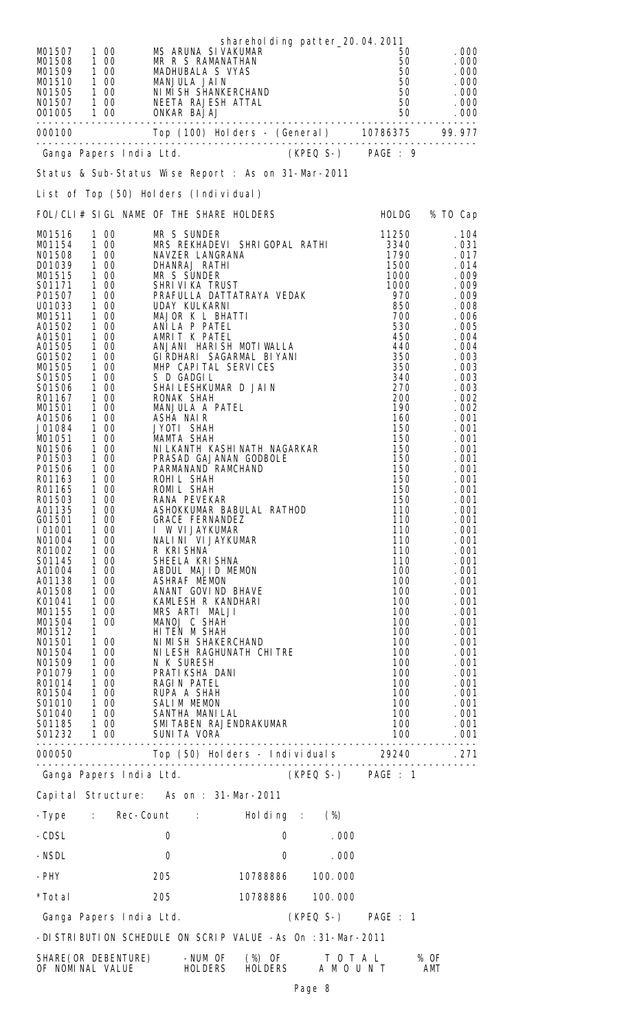shareholding patter_20.04.2011

| | | | | |
|---|---|---|---|---|
| M01507 | 1 00 | MS ARUNA SIVAKUMAR | 50 | .000 |
| M01508 | 1 00 | MR R S RAMANATHAN | 50 | .000 |
| M01509 | 1 00 | MADHUBALA S VYAS | 50 | .000 |
| M01510 | 1 00 | MANJULA JAIN | 50 | .000 |
| N01505 | 1 00 | NIMISH SHANKERCHAND | 50 | .000 |
| N01507 | 1 00 | NEETA RAJESH ATTAL | 50 | .000 |
| O01005 | 1 00 | ONKAR BAJAJ | 50 | .000 |
| 000100 | | Top (100) Holders - (General) | 10786375 | 99.977 |

Ganga Papers India Ltd. (KPEQ S-) PAGE : 9

Status & Sub-Status Wise Report : As on 31-Mar-2011

List of Top (50) Holders (Individual)

| FOL/CLI# | SIGL | NAME OF THE SHARE HOLDERS | HOLDG | % TO Cap |
|---|---|---|---|---|
| M01516 | 1 00 | MR S SUNDER | 11250 | .104 |
| M01154 | 1 00 | MRS REKHADEVI SHRIGOPAL RATHI | 3340 | .031 |
| N01508 | 1 00 | NAVZER LANGRANA | 1790 | .017 |
| D01039 | 1 00 | DHANRAJ RATHI | 1500 | .014 |
| M01515 | 1 00 | MR S SUNDER | 1000 | .009 |
| S01171 | 1 00 | SHRIVIKA TRUST | 1000 | .009 |
| P01507 | 1 00 | PRAFULLA DATTATRAYA VEDAK | 970 | .009 |
| U01033 | 1 00 | UDAY KULKARNI | 850 | .008 |
| M01511 | 1 00 | MAJOR K L BHATTI | 700 | .006 |
| A01502 | 1 00 | ANILA P PATEL | 530 | .005 |
| A01501 | 1 00 | AMRIT K PATEL | 450 | .004 |
| A01505 | 1 00 | ANJANI HARISH MOTIWALLA | 440 | .004 |
| G01502 | 1 00 | GIRDHARI SAGARMAL BIYANI | 350 | .003 |
| M01505 | 1 00 | MHP CAPITAL SERVICES | 350 | .003 |
| S01505 | 1 00 | S D GADGIL | 340 | .003 |
| S01506 | 1 00 | SHAILESHKUMAR D JAIN | 270 | .003 |
| R01167 | 1 00 | RONAK SHAH | 200 | .002 |
| M01501 | 1 00 | MANJULA A PATEL | 190 | .002 |
| A01506 | 1 00 | ASHA NAIR | 160 | .001 |
| J01084 | 1 00 | JYOTI SHAH | 150 | .001 |
| M01051 | 1 00 | MAMTA SHAH | 150 | .001 |
| N01506 | 1 00 | NILKANTH KASHINATH NAGARKAR | 150 | .001 |
| P01503 | 1 00 | PRASAD GAJANAN GODBOLE | 150 | .001 |
| P01506 | 1 00 | PARMANAND RAMCHAND | 150 | .001 |
| R01163 | 1 00 | ROHIL SHAH | 150 | .001 |
| R01165 | 1 00 | ROMIL SHAH | 150 | .001 |
| R01503 | 1 00 | RANA PEVEKAR | 150 | .001 |
| A01135 | 1 00 | ASHOKKUMAR BABULAL RATHOD | 110 | .001 |
| G01501 | 1 00 | GRACE FERNANDEZ | 110 | .001 |
| I01001 | 1 00 | I W VIJAYKUMAR | 110 | .001 |
| N01004 | 1 00 | NALINI VIJAYKUMAR | 110 | .001 |
| R01002 | 1 00 | R KRISHNA | 110 | .001 |
| S01145 | 1 00 | SHEELA KRISHNA | 110 | .001 |
| A01004 | 1 00 | ABDUL MAJID MEMON | 100 | .001 |
| A01138 | 1 00 | ASHRAF MEMON | 100 | .001 |
| A01508 | 1 00 | ANANT GOVIND BHAVE | 100 | .001 |
| K01041 | 1 00 | KAMLESH R KANDHARI | 100 | .001 |
| M01155 | 1 00 | MRS ARTI MALJI | 100 | .001 |
| M01504 | 1 00 | MANOJ C SHAH | 100 | .001 |
| M01512 | 1 | HITEN M SHAH | 100 | .001 |
| N01501 | 1 00 | NIMISH SHAKERCHAND | 100 | .001 |
| N01504 | 1 00 | NILESH RAGHUNATH CHITRE | 100 | .001 |
| N01509 | 1 00 | N K SURESH | 100 | .001 |
| P01079 | 1 00 | PRATIKSHA DANI | 100 | .001 |
| R01014 | 1 00 | RAGIN PATEL | 100 | .001 |
| R01504 | 1 00 | RUPA A SHAH | 100 | .001 |
| S01010 | 1 00 | SALIM MEMON | 100 | .001 |
| S01040 | 1 00 | SANTHA MANILAL | 100 | .001 |
| S01185 | 1 00 | SMITABEN RAJENDRAKUMAR | 100 | .001 |
| S01232 | 1 00 | SUNITA VORA | 100 | .001 |
| 000050 | | Top (50) Holders - Individuals | 29240 | .271 |

Ganga Papers India Ltd. (KPEQ S-) PAGE : 1

Capital Structure: As on : 31-Mar-2011

| -Type : | Rec-Count : | Holding : | (%) |
|---|---|---|---|
| -CDSL | 0 | 0 | .000 |
| -NSDL | 0 | 0 | .000 |
| -PHY | 205 | 10788886 | 100.000 |
| *Total | 205 | 10788886 | 100.000 |

Ganga Papers India Ltd. (KPEQ S-) PAGE : 1

-DISTRIBUTION SCHEDULE ON SCRIP VALUE -As On :31-Mar-2011

| SHARE(OR DEBENTURE) OF NOMINAL VALUE | -NUM OF HOLDERS | (%) OF HOLDERS | T O T A L A M O U N T | % OF AMT |
|---|---|---|---|---|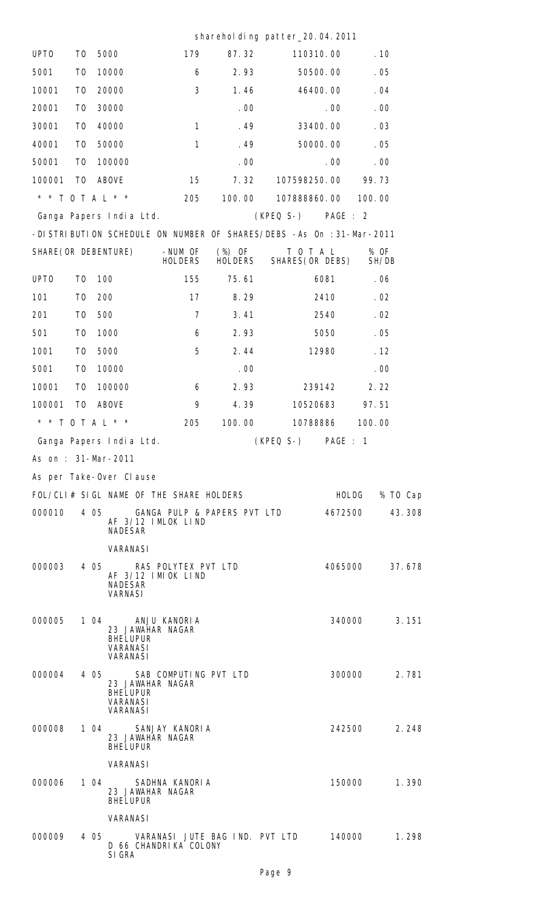shareholding patter_20.04.2011

| | | | | |
|---|---|---|---|---|
| UPTO TO 5000 | 179 | 87.32 | 110310.00 | .10 |
| 5001 TO 10000 | 6 | 2.93 | 50500.00 | .05 |
| 10001 TO 20000 | 3 | 1.46 | 46400.00 | .04 |
| 20001 TO 30000 | | .00 | .00 | .00 |
| 30001 TO 40000 | 1 | .49 | 33400.00 | .03 |
| 40001 TO 50000 | 1 | .49 | 50000.00 | .05 |
| 50001 TO 100000 | | .00 | .00 | .00 |
| 100001 TO ABOVE | 15 | 7.32 | 107598250.00 | 99.73 |
| * * T O T A L * * | 205 | 100.00 | 107888860.00 | 100.00 |

Ganga Papers India Ltd. (KPEQ S-) PAGE : 2

-DISTRIBUTION SCHEDULE ON NUMBER OF SHARES/DEBS -As On :31-Mar-2011

| SHARE(OR DEBENTURE) | -NUM OF HOLDERS | (%) OF HOLDERS | T O T A L SHARES(OR DEBS) | % OF SH/DB |
|---|---|---|---|---|
| UPTO TO 100 | 155 | 75.61 | 6081 | .06 |
| 101 TO 200 | 17 | 8.29 | 2410 | .02 |
| 201 TO 500 | 7 | 3.41 | 2540 | .02 |
| 501 TO 1000 | 6 | 2.93 | 5050 | .05 |
| 1001 TO 5000 | 5 | 2.44 | 12980 | .12 |
| 5001 TO 10000 | | .00 | | .00 |
| 10001 TO 100000 | 6 | 2.93 | 239142 | 2.22 |
| 100001 TO ABOVE | 9 | 4.39 | 10520683 | 97.51 |
| * * T O T A L * * | 205 | 100.00 | 10788886 | 100.00 |

Ganga Papers India Ltd. (KPEQ S-) PAGE : 1

As on : 31-Mar-2011

As per Take-Over Clause

| FOL/CLI# | SIGL | NAME OF THE SHARE HOLDERS | HOLDG | % TO Cap |
|---|---|---|---|---|
| 000010 | 4 05 | GANGA PULP & PAPERS PVT LTD AF 3/12 IMLOK LIND NADESAR VARANASI | 4672500 | 43.308 |
| 000003 | 4 05 | RAS POLYTEX PVT LTD AF 3/12 IMIOK LIND NADESAR VARNASI | 4065000 | 37.678 |
| 000005 | 1 04 | ANJU KANORIA 23 JAWAHAR NAGAR BHELUPUR VARANASI VARANASI | 340000 | 3.151 |
| 000004 | 4 05 | SAB COMPUTING PVT LTD 23 JAWAHAR NAGAR BHELUPUR VARANASI VARANASI | 300000 | 2.781 |
| 000008 | 1 04 | SANJAY KANORIA 23 JAWAHAR NAGAR BHELUPUR VARANASI | 242500 | 2.248 |
| 000006 | 1 04 | SADHNA KANORIA 23 JAWAHAR NAGAR BHELUPUR VARANASI | 150000 | 1.390 |
| 000009 | 4 05 | VARANASI JUTE BAG IND. PVT LTD D 66 CHANDRIKA COLONY SIGRA | 140000 | 1.298 |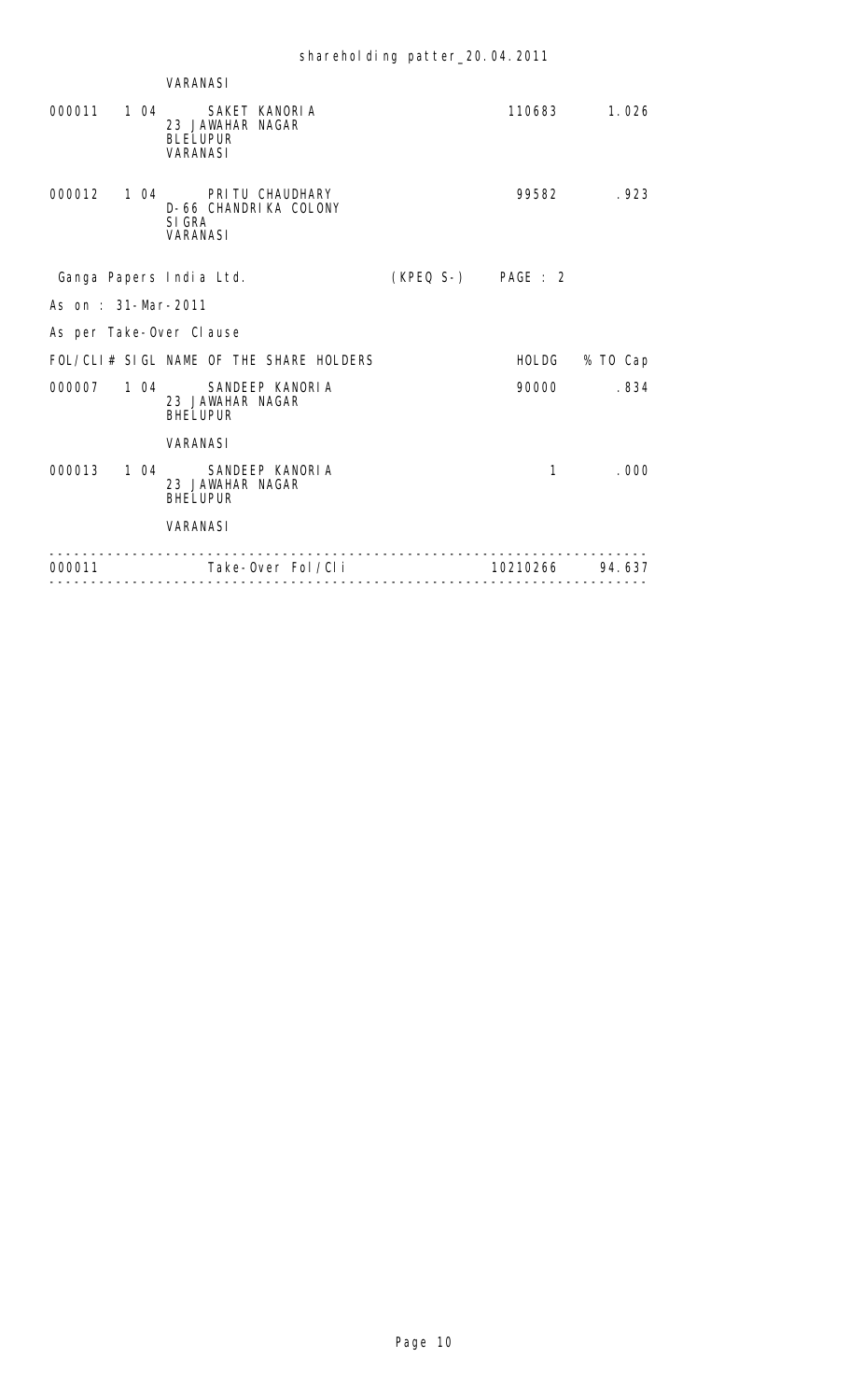VARANASI

| | | | | |
|---|---|---|---|---|
| 000011 | 1 04 | SAKET KANORIA<br>23 JAWAHAR NAGAR<br>BLELUPUR<br>VARANASI | 110683 | 1.026 |
| 000012 | 1 04 | PRITU CHAUDHARY<br>D-66 CHANDRIKA COLONY<br>SIGRA<br>VARANASI | 99582 | .923 |

Ganga Papers India Ltd. (KPEQ S-) PAGE : 2

As on : 31-Mar-2011

As per Take-Over Clause

| FOL/CLI# | SIGL | NAME OF THE SHARE HOLDERS | HOLDG | % TO Cap |
|---|---|---|---|---|
| 000007 | 1 04 | SANDEEP KANORIA<br>23 JAWAHAR NAGAR<br>BHELUPUR<br>VARANASI | 90000 | .834 |
| 000013 | 1 04 | SANDEEP KANORIA<br>23 JAWAHAR NAGAR<br>BHELUPUR<br>VARANASI | 1 | .000 |
| 000011 | | Take-Over Fol/Cli | 10210266 | 94.637 |